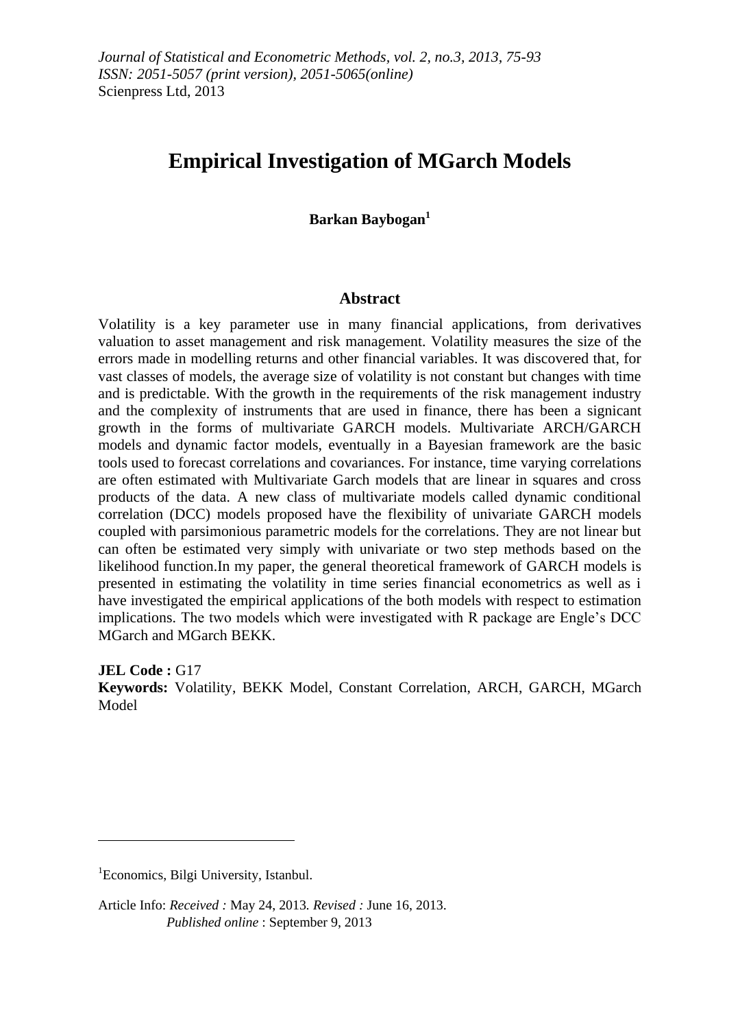# Empirical Investigation of MGarch Models

**Barkan Baybogan**[1]

## Abstract

Volatility is a key parameter use in many financial applications, from derivatives valuation to asset management and risk management. Volatility measures the size of the errors made in modelling returns and other financial variables. It was discovered that, for vast classes of models, the average size of volatility is not constant but changes with time and is predictable. With the growth in the requirements of the risk management industry and the complexity of instruments that are used in finance, there has been a signicant growth in the forms of multivariate GARCH models. Multivariate ARCH/GARCH models and dynamic factor models, eventually in a Bayesian framework are the basic tools used to forecast correlations and covariances. For instance, time varying correlations are often estimated with Multivariate Garch models that are linear in squares and cross products of the data. A new class of multivariate models called dynamic conditional correlation (DCC) models proposed have the flexibility of univariate GARCH models coupled with parsimonious parametric models for the correlations. They are not linear but can often be estimated very simply with univariate or two step methods based on the likelihood function.In my paper, the general theoretical framework of GARCH models is presented in estimating the volatility in time series financial econometrics as well as i have investigated the empirical applications of the both models with respect to estimation implications. The two models which were investigated with R package are Engle's DCC MGarch and MGarch BEKK.

**JEL Code :** G17

**Keywords:** Volatility, BEKK Model, Constant Correlation, ARCH, GARCH, MGarch Model

---

[1] Economics, Bilgi University, Istanbul.

Article Info: *Received :* May 24, 2013. *Revised :* June 16, 2013.
*Published online* : September 9, 2013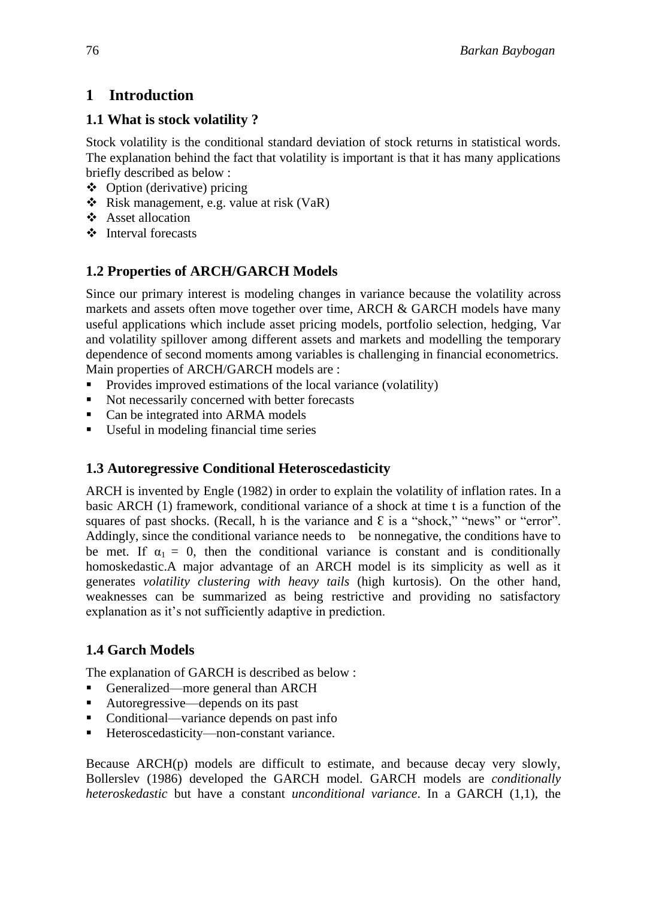# 1 Introduction

## 1.1 What is stock volatility ?

Stock volatility is the conditional standard deviation of stock returns in statistical words. The explanation behind the fact that volatility is important is that it has many applications briefly described as below :

- Option (derivative) pricing
- Risk management, e.g. value at risk (VaR)
- Asset allocation
- Interval forecasts

## 1.2 Properties of ARCH/GARCH Models

Since our primary interest is modeling changes in variance because the volatility across markets and assets often move together over time, ARCH & GARCH models have many useful applications which include asset pricing models, portfolio selection, hedging, Var and volatility spillover among different assets and markets and modelling the temporary dependence of second moments among variables is challenging in financial econometrics. Main properties of ARCH/GARCH models are :

- Provides improved estimations of the local variance (volatility)
- Not necessarily concerned with better forecasts
- Can be integrated into ARMA models
- Useful in modeling financial time series

## 1.3 Autoregressive Conditional Heteroscedasticity

ARCH is invented by Engle (1982) in order to explain the volatility of inflation rates. In a basic ARCH (1) framework, conditional variance of a shock at time t is a function of the squares of past shocks. (Recall, h is the variance and Ɛ is a "shock," "news" or "error". Addingly, since the conditional variance needs to be nonnegative, the conditions have to be met. If $\alpha_1 = 0$, then the conditional variance is constant and is conditionally homoskedastic.A major advantage of an ARCH model is its simplicity as well as it generates *volatility clustering with heavy tails* (high kurtosis). On the other hand, weaknesses can be summarized as being restrictive and providing no satisfactory explanation as it's not sufficiently adaptive in prediction.

## 1.4 Garch Models

The explanation of GARCH is described as below :

- Generalized—more general than ARCH
- Autoregressive—depends on its past
- Conditional—variance depends on past info
- Heteroscedasticity—non-constant variance.

Because ARCH(p) models are difficult to estimate, and because decay very slowly, Bollerslev (1986) developed the GARCH model. GARCH models are *conditionally heteroskedastic* but have a constant *unconditional variance*. In a GARCH (1,1), the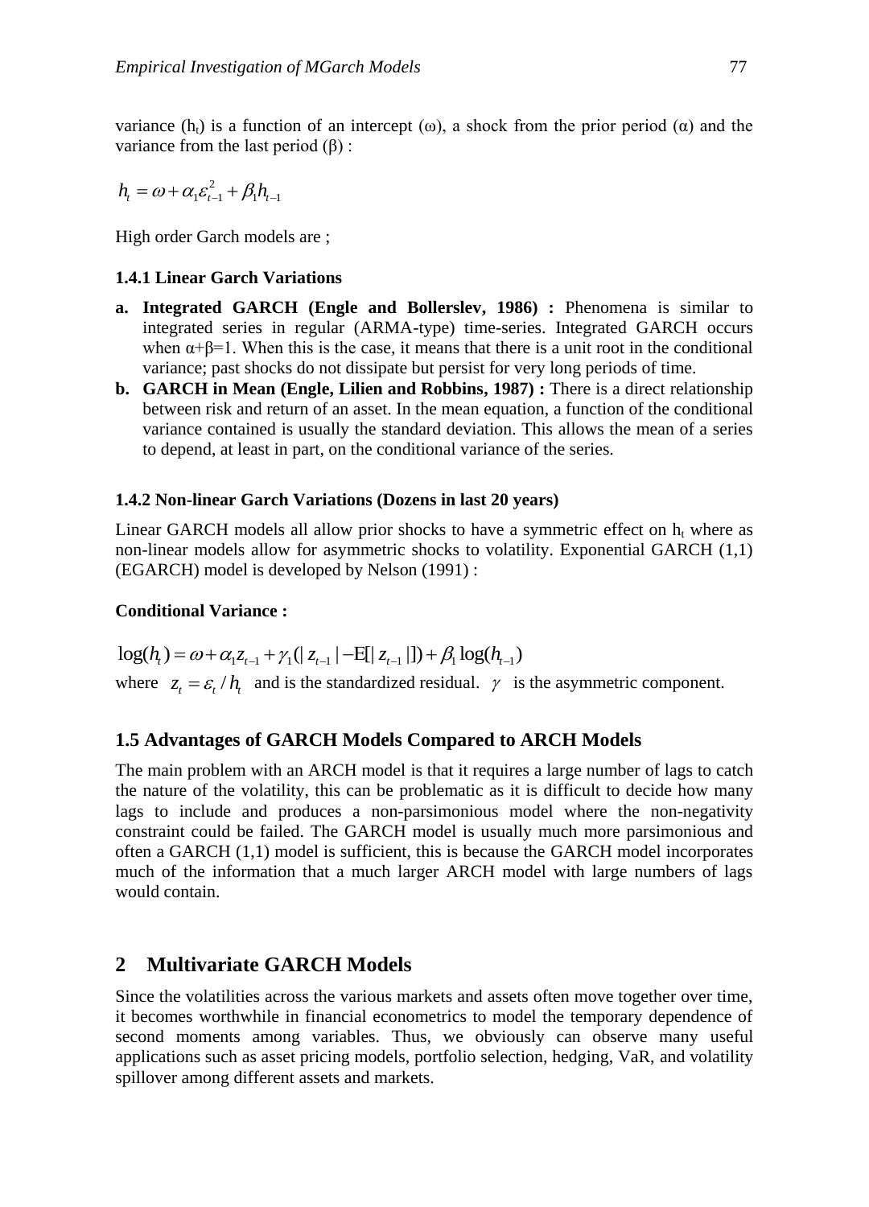variance ($h_t$) is a function of an intercept ($\omega$), a shock from the prior period ($\alpha$) and the variance from the last period ($\beta$) :

$$h_t = \omega + \alpha_1 \varepsilon_{t-1}^2 + \beta_1 h_{t-1}$$

High order Garch models are ;

#### 1.4.1 Linear Garch Variations

a. **Integrated GARCH (Engle and Bollerslev, 1986) :** Phenomena is similar to integrated series in regular (ARMA-type) time-series. Integrated GARCH occurs when $\alpha+\beta=1$. When this is the case, it means that there is a unit root in the conditional variance; past shocks do not dissipate but persist for very long periods of time.
b. **GARCH in Mean (Engle, Lilien and Robbins, 1987) :** There is a direct relationship between risk and return of an asset. In the mean equation, a function of the conditional variance contained is usually the standard deviation. This allows the mean of a series to depend, at least in part, on the conditional variance of the series.

#### 1.4.2 Non-linear Garch Variations (Dozens in last 20 years)

Linear GARCH models all allow prior shocks to have a symmetric effect on $h_t$ where as non-linear models allow for asymmetric shocks to volatility. Exponential GARCH (1,1) (EGARCH) model is developed by Nelson (1991) :

**Conditional Variance :**

$$\log(h_t) = \omega + \alpha_1 z_{t-1} + \gamma_1(|z_{t-1}| - \mathrm{E}[|z_{t-1}|]) + \beta_1 \log(h_{t-1})$$

where $z_t = \varepsilon_t / h_t$ and is the standardized residual. $\gamma$ is the asymmetric component.

### 1.5 Advantages of GARCH Models Compared to ARCH Models

The main problem with an ARCH model is that it requires a large number of lags to catch the nature of the volatility, this can be problematic as it is difficult to decide how many lags to include and produces a non-parsimonious model where the non-negativity constraint could be failed. The GARCH model is usually much more parsimonious and often a GARCH (1,1) model is sufficient, this is because the GARCH model incorporates much of the information that a much larger ARCH model with large numbers of lags would contain.

## 2 Multivariate GARCH Models

Since the volatilities across the various markets and assets often move together over time, it becomes worthwhile in financial econometrics to model the temporary dependence of second moments among variables. Thus, we obviously can observe many useful applications such as asset pricing models, portfolio selection, hedging, VaR, and volatility spillover among different assets and markets.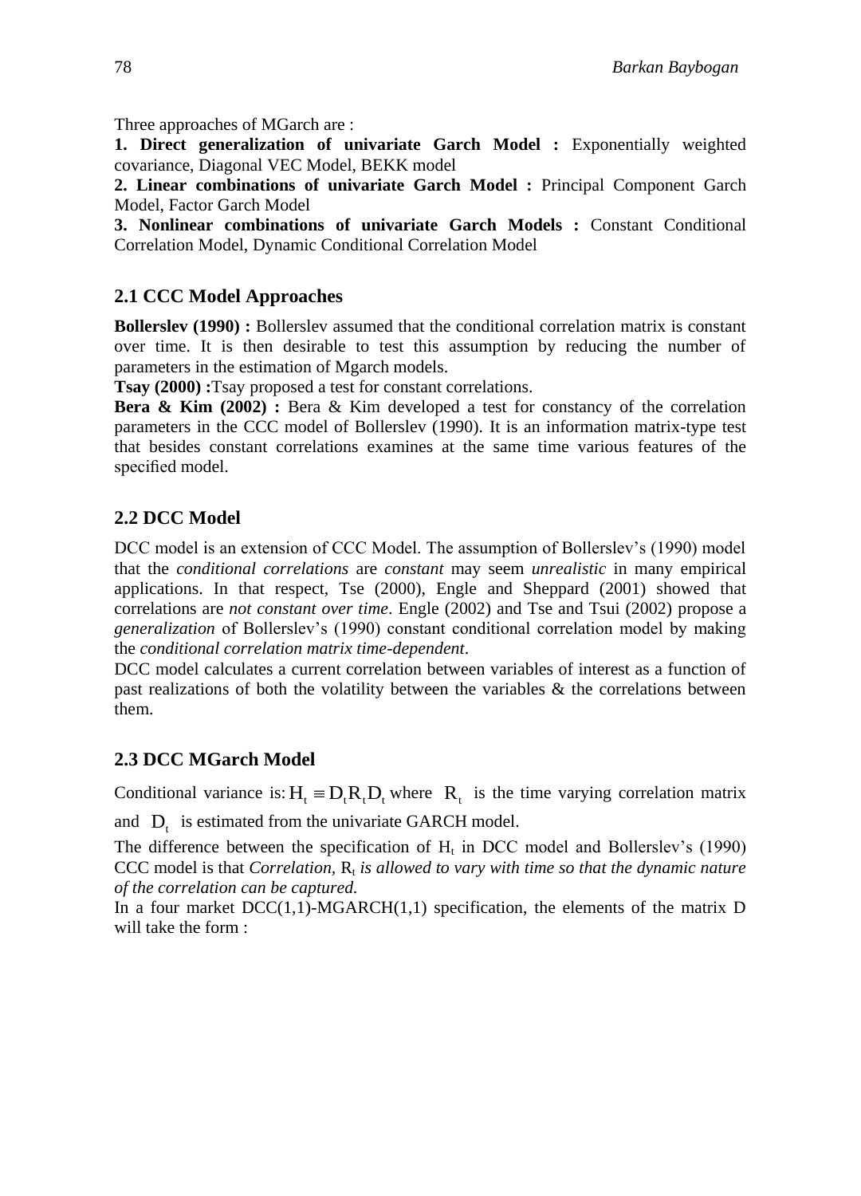Three approaches of MGarch are :

**1. Direct generalization of univariate Garch Model :** Exponentially weighted covariance, Diagonal VEC Model, BEKK model

**2. Linear combinations of univariate Garch Model :** Principal Component Garch Model, Factor Garch Model

**3. Nonlinear combinations of univariate Garch Models :** Constant Conditional Correlation Model, Dynamic Conditional Correlation Model

## 2.1 CCC Model Approaches

**Bollerslev (1990) :** Bollerslev assumed that the conditional correlation matrix is constant over time. It is then desirable to test this assumption by reducing the number of parameters in the estimation of Mgarch models.

**Tsay (2000) :**Tsay proposed a test for constant correlations.

**Bera & Kim (2002) :** Bera & Kim developed a test for constancy of the correlation parameters in the CCC model of Bollerslev (1990). It is an information matrix-type test that besides constant correlations examines at the same time various features of the specified model.

## 2.2 DCC Model

DCC model is an extension of CCC Model. The assumption of Bollerslev's (1990) model that the *conditional correlations* are *constant* may seem *unrealistic* in many empirical applications. In that respect, Tse (2000), Engle and Sheppard (2001) showed that correlations are *not constant over time*. Engle (2002) and Tse and Tsui (2002) propose a *generalization* of Bollerslev's (1990) constant conditional correlation model by making the *conditional correlation matrix time-dependent*.

DCC model calculates a current correlation between variables of interest as a function of past realizations of both the volatility between the variables & the correlations between them.

## 2.3 DCC MGarch Model

Conditional variance is: $H_t \equiv D_t R_t D_t$ where $R_t$ is the time varying correlation matrix and $D_t$ is estimated from the univariate GARCH model.

The difference between the specification of $H_t$ in DCC model and Bollerslev's (1990) CCC model is that *Correlation*, $R_t$ *is allowed to vary with time so that the dynamic nature of the correlation can be captured.*

In a four market DCC(1,1)-MGARCH(1,1) specification, the elements of the matrix D will take the form :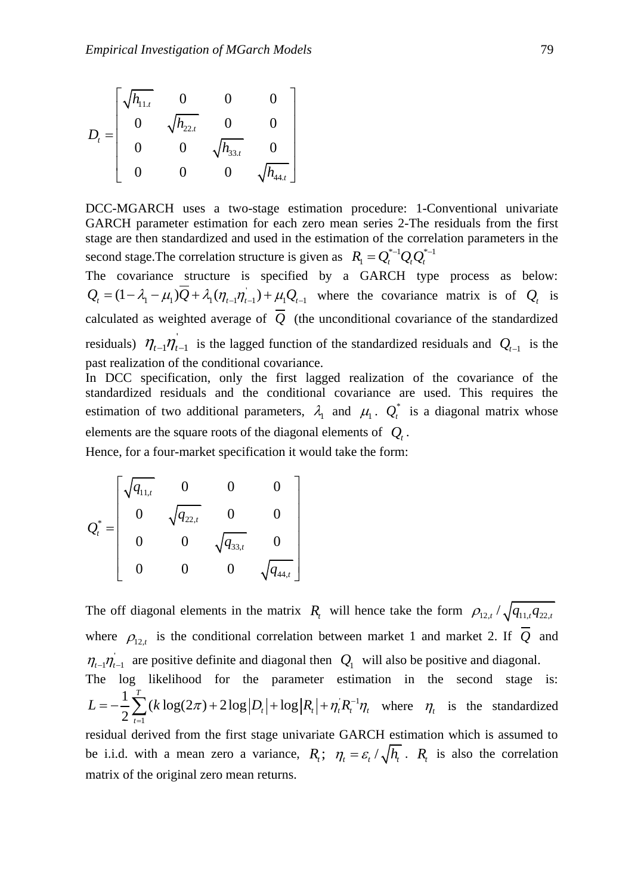$$D_t = \begin{bmatrix} \sqrt{h_{11.t}} & 0 & 0 & 0 \\ 0 & \sqrt{h_{22.t}} & 0 & 0 \\ 0 & 0 & \sqrt{h_{33.t}} & 0 \\ 0 & 0 & 0 & \sqrt{h_{44.t}} \end{bmatrix}$$

DCC-MGARCH uses a two-stage estimation procedure: 1-Conventional univariate GARCH parameter estimation for each zero mean series 2-The residuals from the first stage are then standardized and used in the estimation of the correlation parameters in the second stage.The correlation structure is given as $R_1 = Q_t^{*-1} Q_t Q_t^{*-1}$

The covariance structure is specified by a GARCH type process as below: $Q_t = (1 - \lambda_1 - \mu_1)\overline{Q} + \lambda_1(\eta_{t-1}\eta_{t-1}^{'}) + \mu_1 Q_{t-1}$ where the covariance matrix is of $Q_t$ is calculated as weighted average of $\overline{Q}$ (the unconditional covariance of the standardized residuals) $\eta_{t-1}\eta_{t-1}^{'}$ is the lagged function of the standardized residuals and $Q_{t-1}$ is the past realization of the conditional covariance.

In DCC specification, only the first lagged realization of the covariance of the standardized residuals and the conditional covariance are used. This requires the estimation of two additional parameters, $\lambda_1$ and $\mu_1$. $Q_t^*$ is a diagonal matrix whose elements are the square roots of the diagonal elements of $Q_t$.

Hence, for a four-market specification it would take the form:

$$Q_t^* = \begin{bmatrix} \sqrt{q_{11,t}} & 0 & 0 & 0 \\ 0 & \sqrt{q_{22,t}} & 0 & 0 \\ 0 & 0 & \sqrt{q_{33,t}} & 0 \\ 0 & 0 & 0 & \sqrt{q_{44,t}} \end{bmatrix}$$

The off diagonal elements in the matrix $R_t$ will hence take the form $\rho_{12,t} / \sqrt{q_{11,t} q_{22,t}}$ where $\rho_{12,t}$ is the conditional correlation between market 1 and market 2. If $\overline{Q}$ and $\eta_{t-1}\eta_{t-1}^{'}$ are positive definite and diagonal then $Q_1$ will also be positive and diagonal.

The log likelihood for the parameter estimation in the second stage is: $L = -\frac{1}{2}\sum_{t=1}^{T}(k\log(2\pi) + 2\log|D_t| + \log|R_t| + \eta_t^{'} R_t^{-1}\eta_t$ where $\eta_t$ is the standardized residual derived from the first stage univariate GARCH estimation which is assumed to be i.i.d. with a mean zero a variance, $R_t$; $\eta_t = \varepsilon_t / \sqrt{h_t}$. $R_t$ is also the correlation matrix of the original zero mean returns.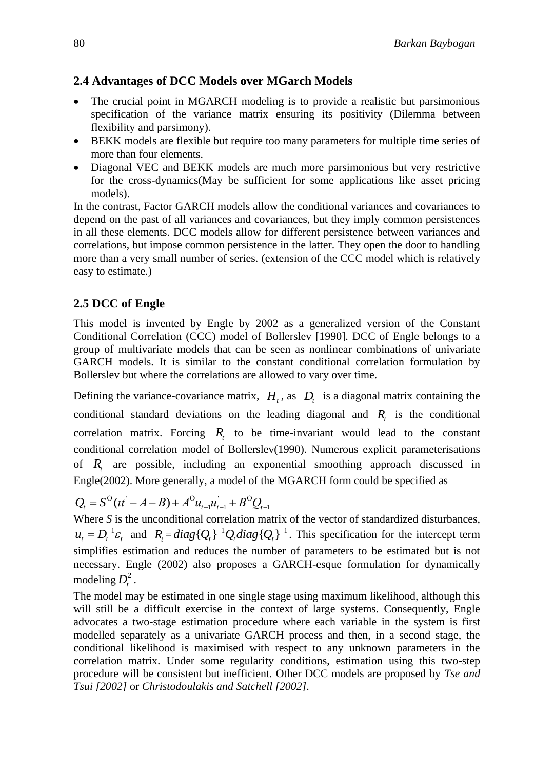### 2.4 Advantages of DCC Models over MGarch Models

- The crucial point in MGARCH modeling is to provide a realistic but parsimonious specification of the variance matrix ensuring its positivity (Dilemma between flexibility and parsimony).
- BEKK models are flexible but require too many parameters for multiple time series of more than four elements.
- Diagonal VEC and BEKK models are much more parsimonious but very restrictive for the cross-dynamics(May be sufficient for some applications like asset pricing models).

In the contrast, Factor GARCH models allow the conditional variances and covariances to depend on the past of all variances and covariances, but they imply common persistences in all these elements. DCC models allow for different persistence between variances and correlations, but impose common persistence in the latter. They open the door to handling more than a very small number of series. (extension of the CCC model which is relatively easy to estimate.)

### 2.5 DCC of Engle

This model is invented by Engle by 2002 as a generalized version of the Constant Conditional Correlation (CCC) model of Bollerslev [1990]. DCC of Engle belongs to a group of multivariate models that can be seen as nonlinear combinations of univariate GARCH models. It is similar to the constant conditional correlation formulation by Bollerslev but where the correlations are allowed to vary over time.

Defining the variance-covariance matrix, $H_t$, as $D_t$ is a diagonal matrix containing the conditional standard deviations on the leading diagonal and $R_t$ is the conditional correlation matrix. Forcing $R_t$ to be time-invariant would lead to the constant conditional correlation model of Bollerslev(1990). Numerous explicit parameterisations of $R_t$ are possible, including an exponential smoothing approach discussed in Engle(2002). More generally, a model of the MGARCH form could be specified as

$$Q_t = S^{\circ}(\iota\iota' - A - B) + A^{\circ}u_{t-1}u_{t-1}' + B^{\circ}Q_{t-1}$$

Where *S* is the unconditional correlation matrix of the vector of standardized disturbances, $u_t = D_t^{-1}\varepsilon_t$ and $R_t = diag\{Q_t\}^{-1}Q_t diag\{Q_t\}^{-1}$. This specification for the intercept term simplifies estimation and reduces the number of parameters to be estimated but is not necessary. Engle (2002) also proposes a GARCH-esque formulation for dynamically modeling $D_t^2$.

The model may be estimated in one single stage using maximum likelihood, although this will still be a difficult exercise in the context of large systems. Consequently, Engle advocates a two-stage estimation procedure where each variable in the system is first modelled separately as a univariate GARCH process and then, in a second stage, the conditional likelihood is maximised with respect to any unknown parameters in the correlation matrix. Under some regularity conditions, estimation using this two-step procedure will be consistent but inefficient. Other DCC models are proposed by *Tse and Tsui [2002]* or *Christodoulakis and Satchell [2002]*.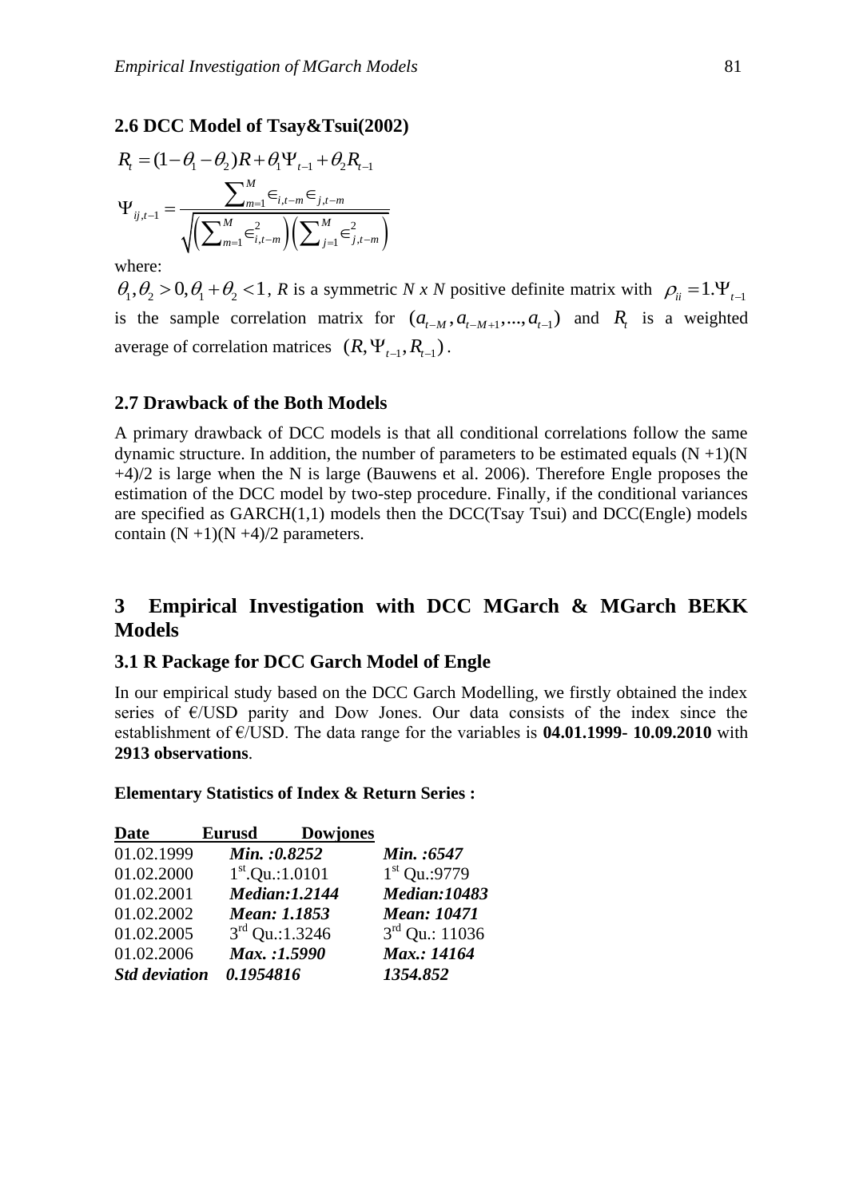### 2.6 DCC Model of Tsay&Tsui(2002)

$$R_t = (1-\theta_1-\theta_2)R + \theta_1\Psi_{t-1} + \theta_2 R_{t-1}$$

$$\Psi_{ij,t-1} = \frac{\sum_{m=1}^{M} \in_{i,t-m} \in_{j,t-m}}{\sqrt{\left(\sum_{m=1}^{M} \in_{i,t-m}^2\right)\left(\sum_{j=1}^{M} \in_{j,t-m}^2\right)}}$$

where:

$\theta_1, \theta_2 > 0, \theta_1 + \theta_2 < 1$, *R* is a symmetric *N x N* positive definite matrix with $\rho_{ii} = 1.\Psi_{t-1}$ is the sample correlation matrix for $(a_{t-M}, a_{t-M+1}, ..., a_{t-1})$ and $R_t$ is a weighted average of correlation matrices $(R, \Psi_{t-1}, R_{t-1})$.

### 2.7 Drawback of the Both Models

A primary drawback of DCC models is that all conditional correlations follow the same dynamic structure. In addition, the number of parameters to be estimated equals (N +1)(N +4)/2 is large when the N is large (Bauwens et al. 2006). Therefore Engle proposes the estimation of the DCC model by two-step procedure. Finally, if the conditional variances are specified as GARCH(1,1) models then the DCC(Tsay Tsui) and DCC(Engle) models contain (N +1)(N +4)/2 parameters.

## 3 Empirical Investigation with DCC MGarch & MGarch BEKK Models

### 3.1 R Package for DCC Garch Model of Engle

In our empirical study based on the DCC Garch Modelling, we firstly obtained the index series of €/USD parity and Dow Jones. Our data consists of the index since the establishment of €/USD. The data range for the variables is **04.01.1999- 10.09.2010** with **2913 observations**.

**Elementary Statistics of Index & Return Series :**

| Date | Eurusd | Dowjones |
|---|---|---|
| 01.02.1999 | ***Min. :0.8252*** | ***Min. :6547*** |
| 01.02.2000 | $1^{st}$.Qu.:1.0101 | $1^{st}$ Qu.:9779 |
| 01.02.2001 | ***Median:1.2144*** | ***Median:10483*** |
| 01.02.2002 | ***Mean: 1.1853*** | ***Mean: 10471*** |
| 01.02.2005 | $3^{rd}$ Qu.:1.3246 | $3^{rd}$ Qu.: 11036 |
| 01.02.2006 | ***Max. :1.5990*** | ***Max.: 14164*** |
| ***Std deviation*** | ***0.1954816*** | ***1354.852*** |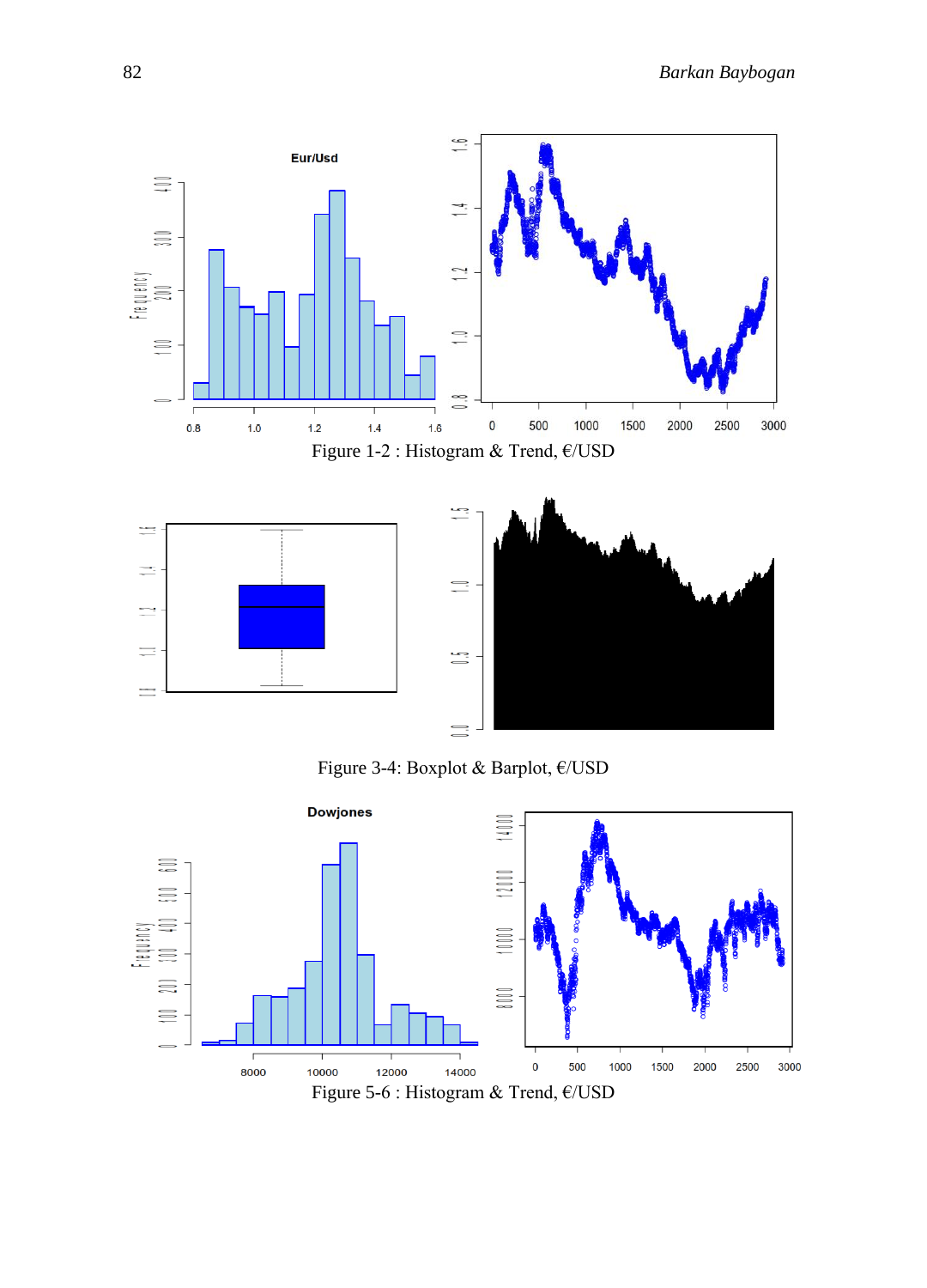Figure 1-2 : Histogram & Trend, €/USD

Figure 3-4: Boxplot & Barplot, €/USD

Figure 5-6 : Histogram & Trend, €/USD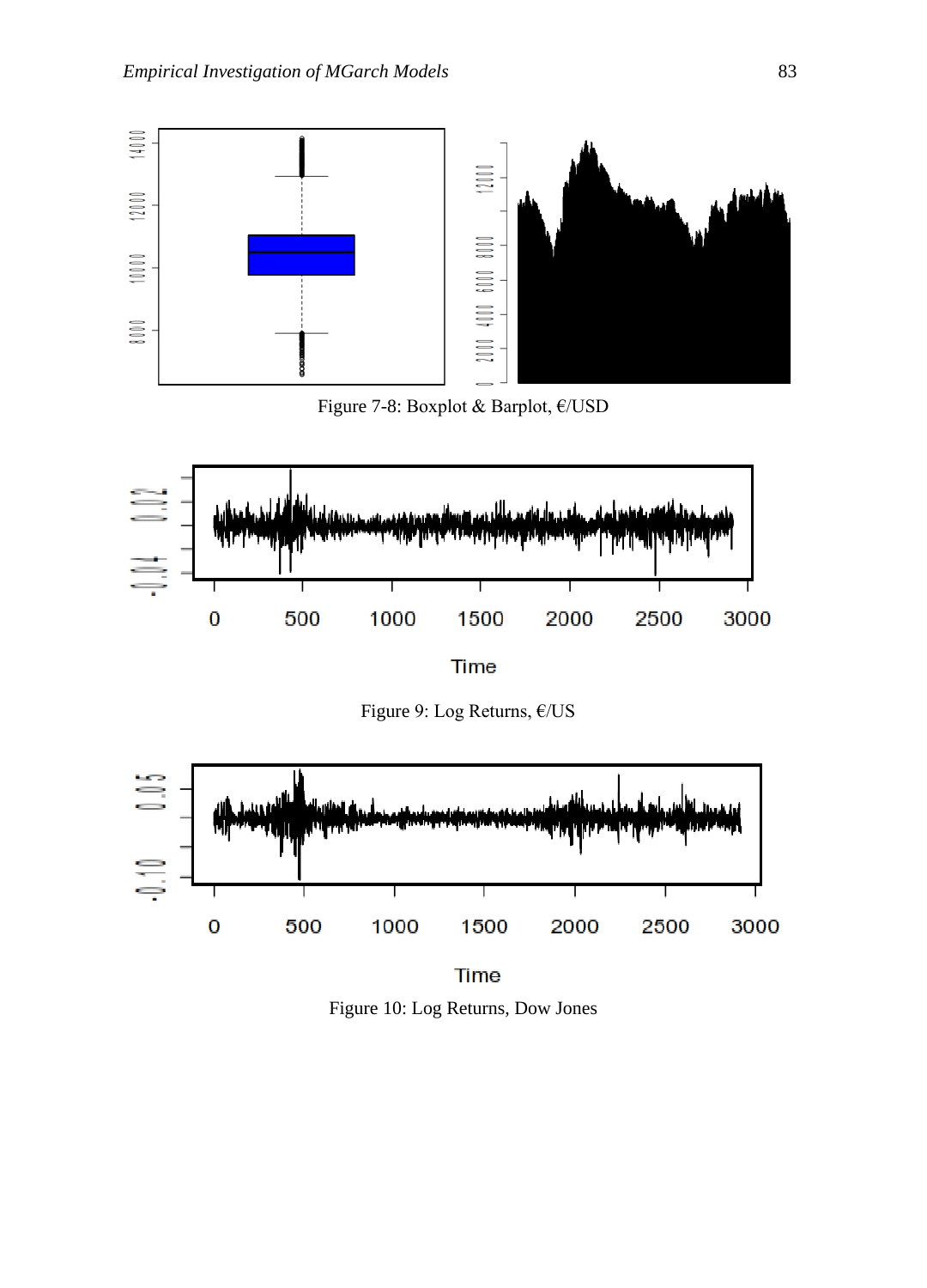Figure 7-8: Boxplot & Barplot, €/USD

Figure 9: Log Returns, €/US

Figure 10: Log Returns, Dow Jones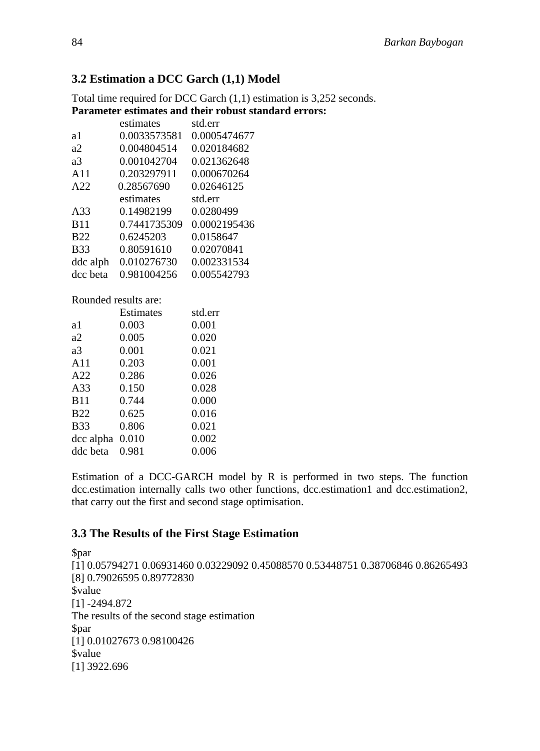### 3.2 Estimation a DCC Garch (1,1) Model

Total time required for DCC Garch (1,1) estimation is 3,252 seconds.
**Parameter estimates and their robust standard errors:**

| | estimates | std.err |
|---|---|---|
| a1 | 0.0033573581 | 0.0005474677 |
| a2 | 0.004804514 | 0.020184682 |
| a3 | 0.001042704 | 0.021362648 |
| A11 | 0.203297911 | 0.000670264 |
| A22 | 0.28567690 | 0.02646125 |
| | estimates | std.err |
| A33 | 0.14982199 | 0.0280499 |
| B11 | 0.7441735309 | 0.0002195436 |
| B22 | 0.6245203 | 0.0158647 |
| B33 | 0.80591610 | 0.02070841 |
| ddc alph | 0.010276730 | 0.002331534 |
| dcc beta | 0.981004256 | 0.005542793 |

Rounded results are:

| | Estimates | std.err |
|---|---|---|
| a1 | 0.003 | 0.001 |
| a2 | 0.005 | 0.020 |
| a3 | 0.001 | 0.021 |
| A11 | 0.203 | 0.001 |
| A22 | 0.286 | 0.026 |
| A33 | 0.150 | 0.028 |
| B11 | 0.744 | 0.000 |
| B22 | 0.625 | 0.016 |
| B33 | 0.806 | 0.021 |
| dcc alpha | 0.010 | 0.002 |
| ddc beta | 0.981 | 0.006 |

Estimation of a DCC-GARCH model by R is performed in two steps. The function dcc.estimation internally calls two other functions, dcc.estimation1 and dcc.estimation2, that carry out the first and second stage optimisation.

### 3.3 The Results of the First Stage Estimation

```
$par
[1] 0.05794271 0.06931460 0.03229092 0.45088570 0.53448751 0.38706846 0.86265493
[8] 0.79026595 0.89772830
$value
[1] -2494.872
```

The results of the second stage estimation

```
$par
[1] 0.01027673 0.98100426
$value
[1] 3922.696
```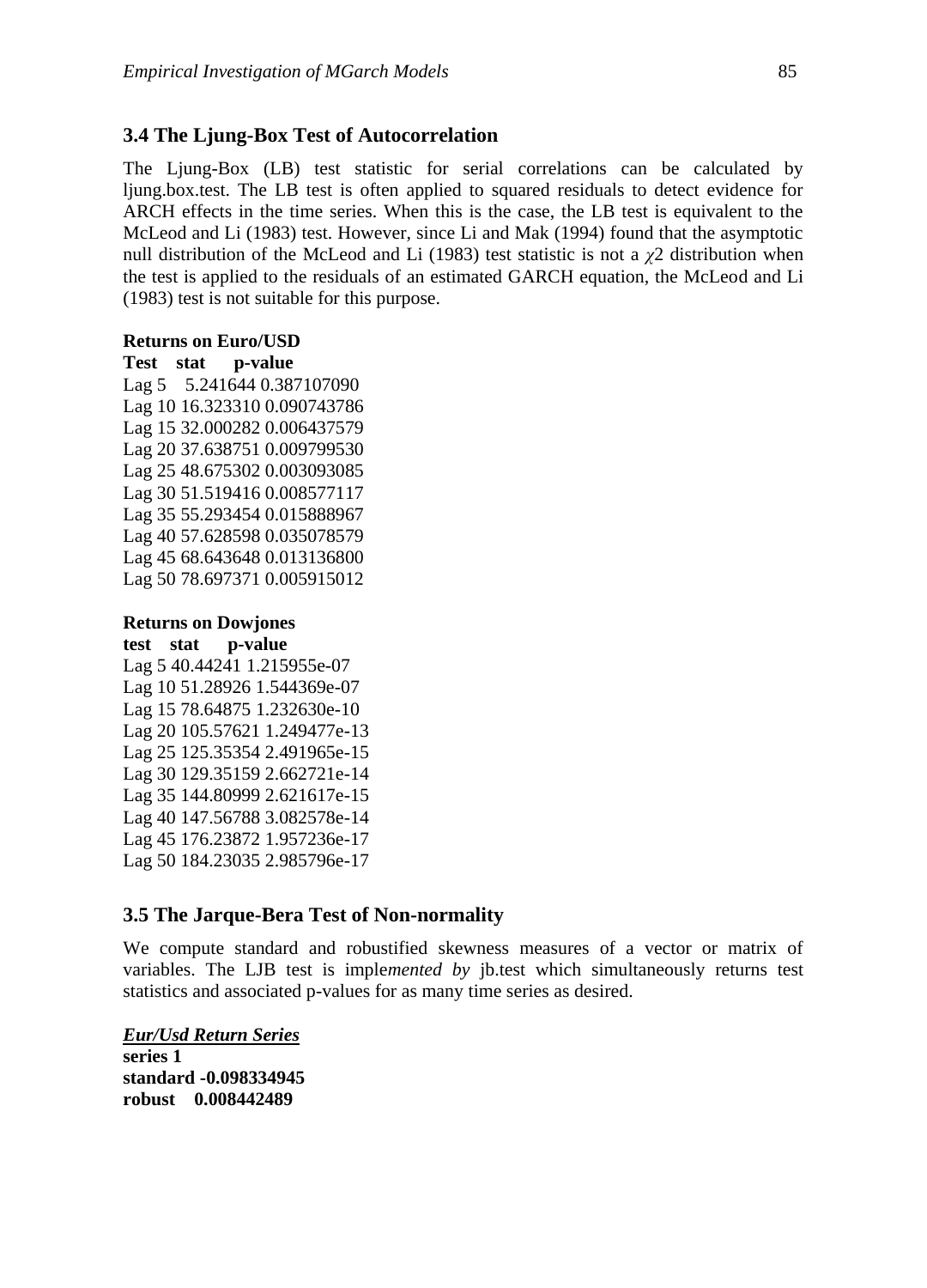## 3.4 The Ljung-Box Test of Autocorrelation

The Ljung-Box (LB) test statistic for serial correlations can be calculated by ljung.box.test. The LB test is often applied to squared residuals to detect evidence for ARCH effects in the time series. When this is the case, the LB test is equivalent to the McLeod and Li (1983) test. However, since Li and Mak (1994) found that the asymptotic null distribution of the McLeod and Li (1983) test statistic is not a $\chi 2$ distribution when the test is applied to the residuals of an estimated GARCH equation, the McLeod and Li (1983) test is not suitable for this purpose.

**Returns on Euro/USD**

| Test | stat | p-value |
|---|---|---|
| Lag 5 | 5.241644 | 0.387107090 |
| Lag 10 | 16.323310 | 0.090743786 |
| Lag 15 | 32.000282 | 0.006437579 |
| Lag 20 | 37.638751 | 0.009799530 |
| Lag 25 | 48.675302 | 0.003093085 |
| Lag 30 | 51.519416 | 0.008577117 |
| Lag 35 | 55.293454 | 0.015888967 |
| Lag 40 | 57.628598 | 0.035078579 |
| Lag 45 | 68.643648 | 0.013136800 |
| Lag 50 | 78.697371 | 0.005915012 |

**Returns on Dowjones**

| test | stat | p-value |
|---|---|---|
| Lag 5 | 40.44241 | 1.215955e-07 |
| Lag 10 | 51.28926 | 1.544369e-07 |
| Lag 15 | 78.64875 | 1.232630e-10 |
| Lag 20 | 105.57621 | 1.249477e-13 |
| Lag 25 | 125.35354 | 2.491965e-15 |
| Lag 30 | 129.35159 | 2.662721e-14 |
| Lag 35 | 144.80999 | 2.621617e-15 |
| Lag 40 | 147.56788 | 3.082578e-14 |
| Lag 45 | 176.23872 | 1.957236e-17 |
| Lag 50 | 184.23035 | 2.985796e-17 |

## 3.5 The Jarque-Bera Test of Non-normality

We compute standard and robustified skewness measures of a vector or matrix of variables. The LJB test is imple*mented by* jb.test which simultaneously returns test statistics and associated p-values for as many time series as desired.

***Eur/Usd Return Series***

| | series 1 |
|---|---|
| **standard** | **-0.098334945** |
| **robust** | **0.008442489** |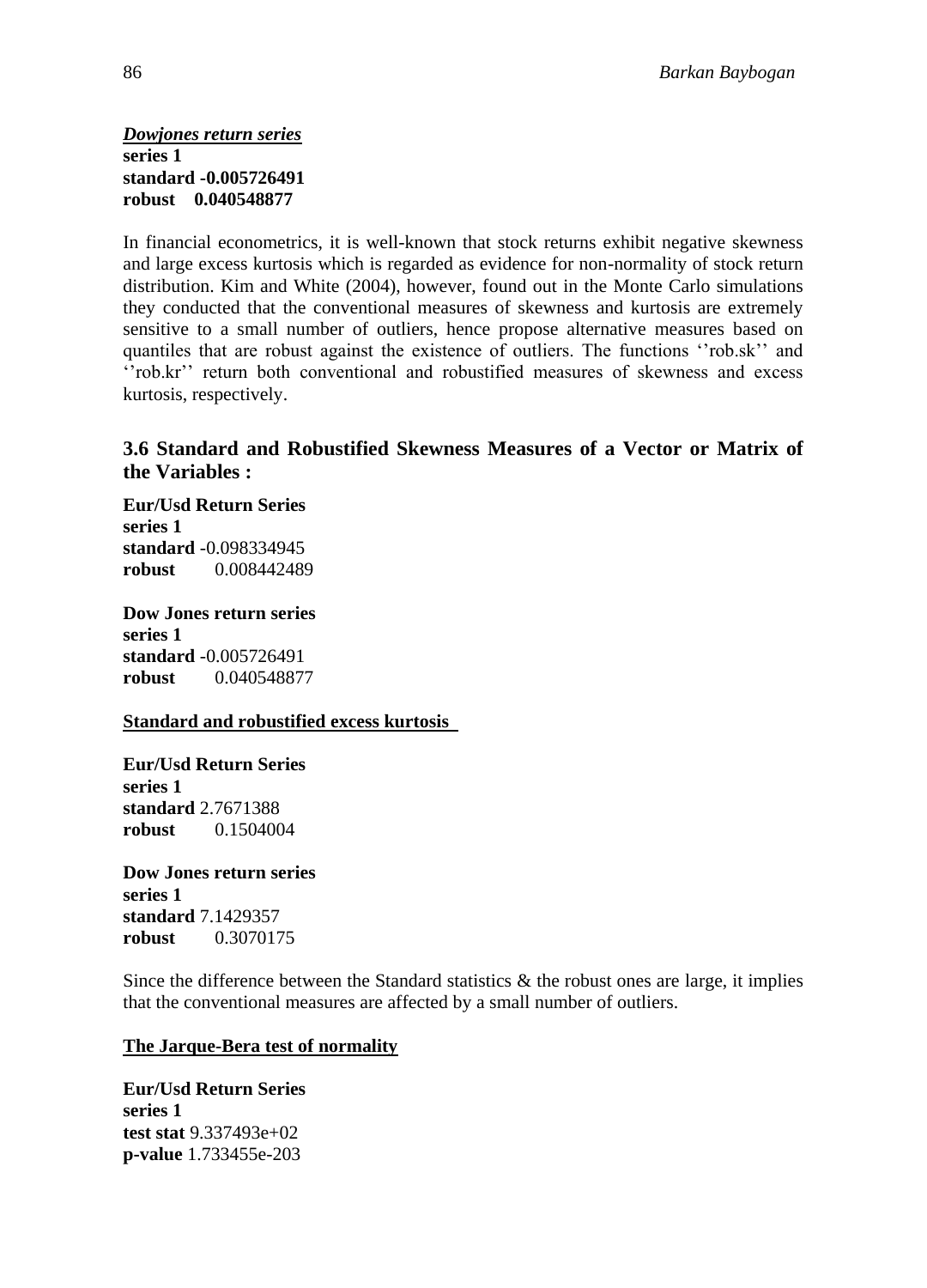***<u>Dowjones return series</u>***
**series 1**
**standard -0.005726491**
**robust 0.040548877**

In financial econometrics, it is well-known that stock returns exhibit negative skewness and large excess kurtosis which is regarded as evidence for non-normality of stock return distribution. Kim and White (2004), however, found out in the Monte Carlo simulations they conducted that the conventional measures of skewness and kurtosis are extremely sensitive to a small number of outliers, hence propose alternative measures based on quantiles that are robust against the existence of outliers. The functions ''rob.sk'' and ''rob.kr'' return both conventional and robustified measures of skewness and excess kurtosis, respectively.

### 3.6 Standard and Robustified Skewness Measures of a Vector or Matrix of the Variables :

**Eur/Usd Return Series**
**series 1**
**standard** -0.098334945
**robust** 0.008442489

**Dow Jones return series**
**series 1**
**standard** -0.005726491
**robust** 0.040548877

**<u>Standard and robustified excess kurtosis</u>**

**Eur/Usd Return Series**
**series 1**
**standard** 2.7671388
**robust** 0.1504004

**Dow Jones return series**
**series 1**
**standard** 7.1429357
**robust** 0.3070175

Since the difference between the Standard statistics & the robust ones are large, it implies that the conventional measures are affected by a small number of outliers.

**<u>The Jarque-Bera test of normality</u>**

**Eur/Usd Return Series**
**series 1**
**test stat** 9.337493e+02
**p-value** 1.733455e-203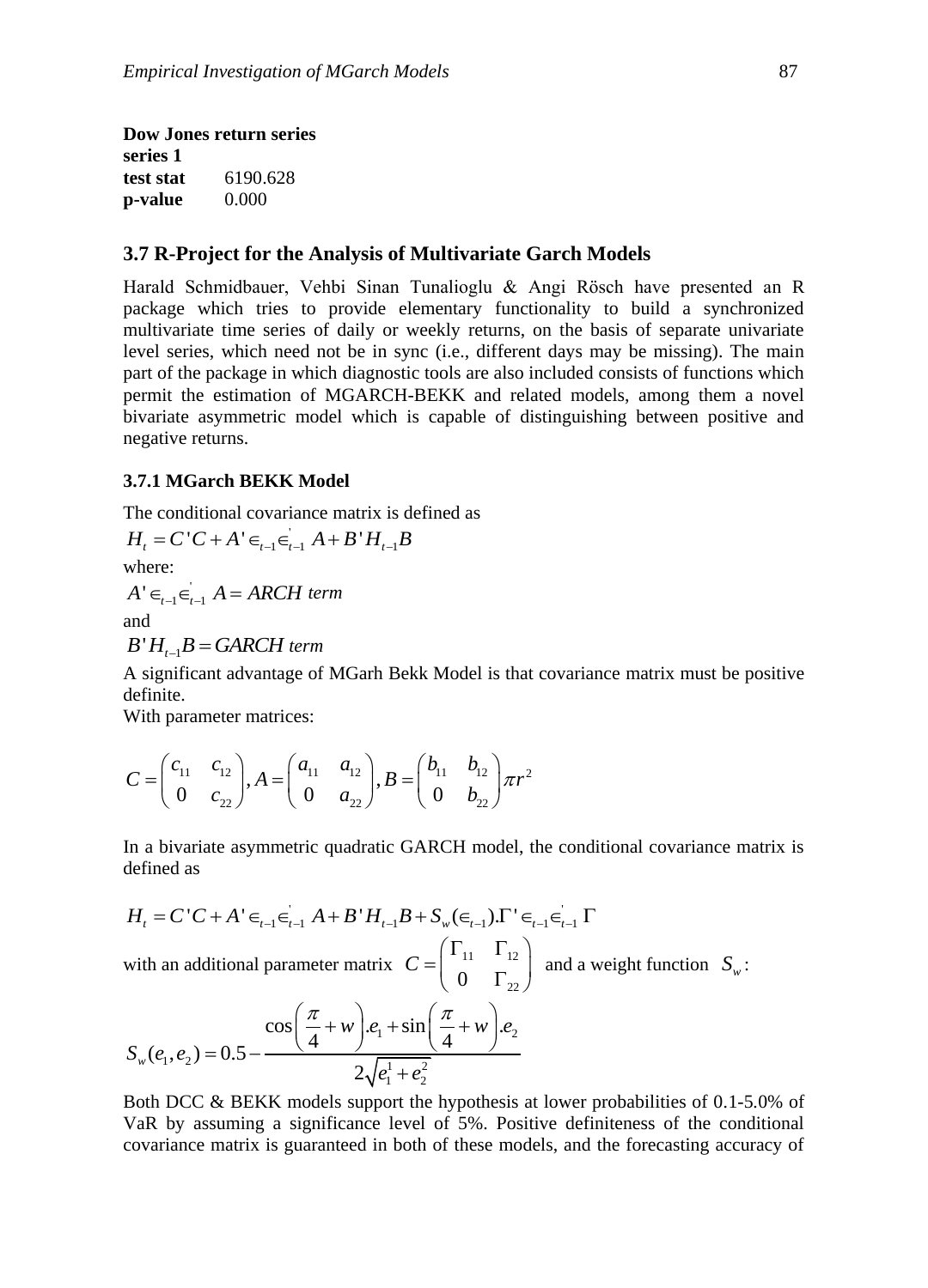**Dow Jones return series**

| | |
|---|---|
| **series 1** | |
| **test stat** | 6190.628 |
| **p-value** | 0.000 |

## 3.7 R-Project for the Analysis of Multivariate Garch Models

Harald Schmidbauer, Vehbi Sinan Tunalioglu & Angi Rösch have presented an R package which tries to provide elementary functionality to build a synchronized multivariate time series of daily or weekly returns, on the basis of separate univariate level series, which need not be in sync (i.e., different days may be missing). The main part of the package in which diagnostic tools are also included consists of functions which permit the estimation of MGARCH-BEKK and related models, among them a novel bivariate asymmetric model which is capable of distinguishing between positive and negative returns.

### 3.7.1 MGarch BEKK Model

The conditional covariance matrix is defined as

$$H_t = C'C + A' \in_{t-1} \in_{t-1}^{'} A + B' H_{t-1} B$$

where:

$$A' \in_{t-1} \in_{t-1}^{'} A = ARCH \ term$$

and

$$B' H_{t-1} B = GARCH \ term$$

A significant advantage of MGarh Bekk Model is that covariance matrix must be positive definite.
With parameter matrices:

$$C = \begin{pmatrix} c_{11} & c_{12} \\ 0 & c_{22} \end{pmatrix}, A = \begin{pmatrix} a_{11} & a_{12} \\ 0 & a_{22} \end{pmatrix}, B = \begin{pmatrix} b_{11} & b_{12} \\ 0 & b_{22} \end{pmatrix} \pi r^2$$

In a bivariate asymmetric quadratic GARCH model, the conditional covariance matrix is defined as

$$H_t = C'C + A' \in_{t-1} \in_{t-1}^{'} A + B' H_{t-1} B + S_w(\in_{t-1}).\Gamma' \in_{t-1} \in_{t-1}^{'} \Gamma$$

with an additional parameter matrix $C = \begin{pmatrix} \Gamma_{11} & \Gamma_{12} \\ 0 & \Gamma_{22} \end{pmatrix}$ and a weight function $S_w$:

$$S_w(e_1, e_2) = 0.5 - \frac{\cos\left(\frac{\pi}{4} + w\right).e_1 + \sin\left(\frac{\pi}{4} + w\right).e_2}{2\sqrt{e_1^1 + e_2^2}}$$

Both DCC & BEKK models support the hypothesis at lower probabilities of 0.1-5.0% of VaR by assuming a significance level of 5%. Positive definiteness of the conditional covariance matrix is guaranteed in both of these models, and the forecasting accuracy of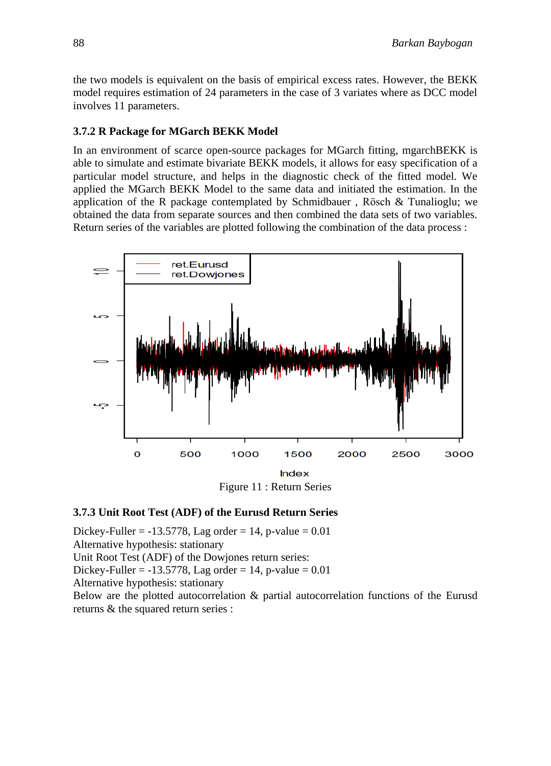the two models is equivalent on the basis of empirical excess rates. However, the BEKK model requires estimation of 24 parameters in the case of 3 variates where as DCC model involves 11 parameters.

### 3.7.2 R Package for MGarch BEKK Model

In an environment of scarce open-source packages for MGarch fitting, mgarchBEKK is able to simulate and estimate bivariate BEKK models, it allows for easy specification of a particular model structure, and helps in the diagnostic check of the fitted model. We applied the MGarch BEKK Model to the same data and initiated the estimation. In the application of the R package contemplated by Schmidbauer , Rösch & Tunalioglu; we obtained the data from separate sources and then combined the data sets of two variables. Return series of the variables are plotted following the combination of the data process :

Figure 11 : Return Series

### 3.7.3 Unit Root Test (ADF) of the Eurusd Return Series

Dickey-Fuller = -13.5778, Lag order = 14, p-value = 0.01
Alternative hypothesis: stationary
Unit Root Test (ADF) of the Dowjones return series:
Dickey-Fuller = -13.5778, Lag order = 14, p-value = 0.01
Alternative hypothesis: stationary
Below are the plotted autocorrelation & partial autocorrelation functions of the Eurusd returns & the squared return series :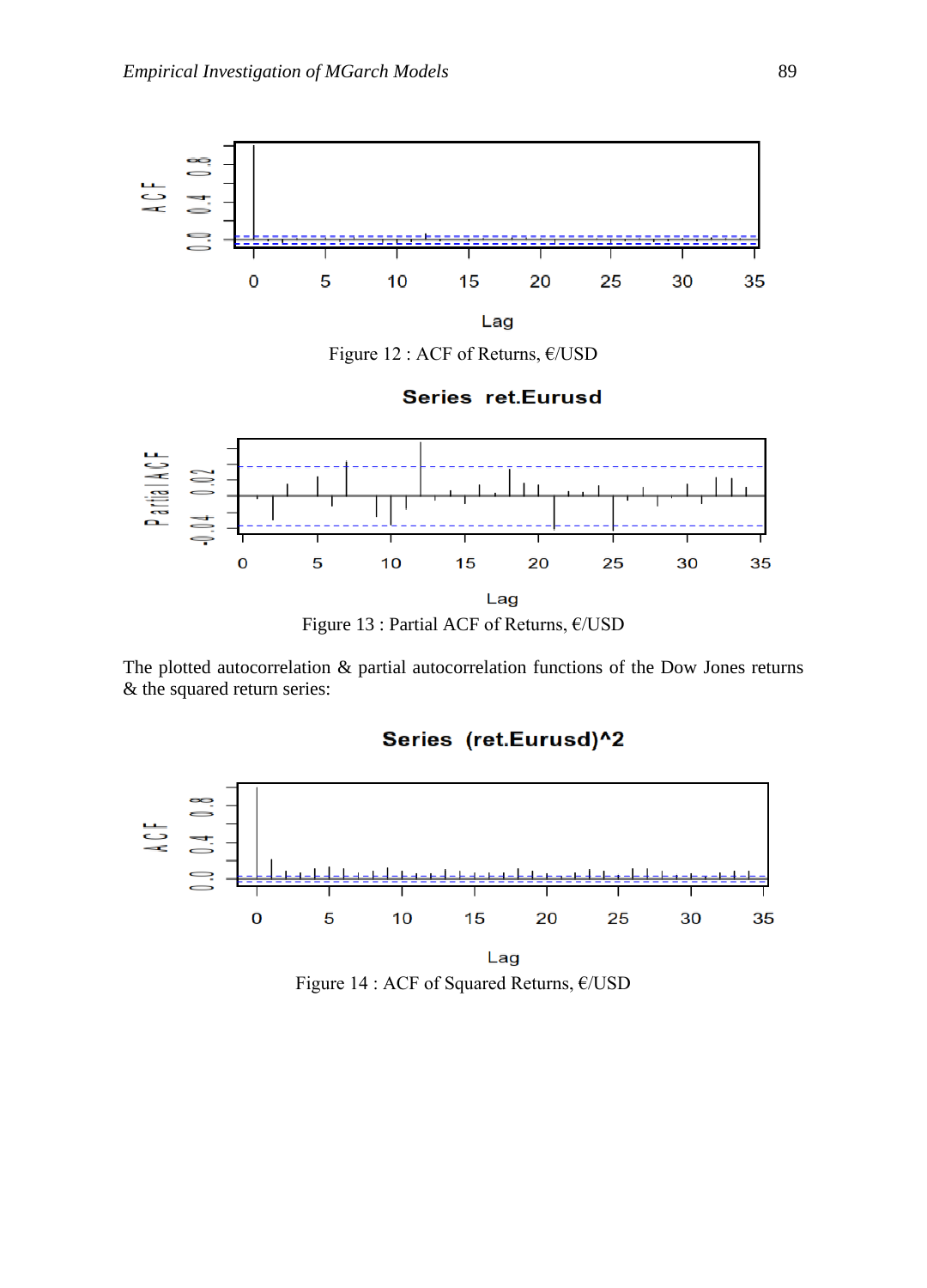Figure 12 : ACF of Returns, €/USD

Series ret.Eurusd

Figure 13 : Partial ACF of Returns, €/USD

The plotted autocorrelation & partial autocorrelation functions of the Dow Jones returns & the squared return series:

Series (ret.Eurusd)^2

Figure 14 : ACF of Squared Returns, €/USD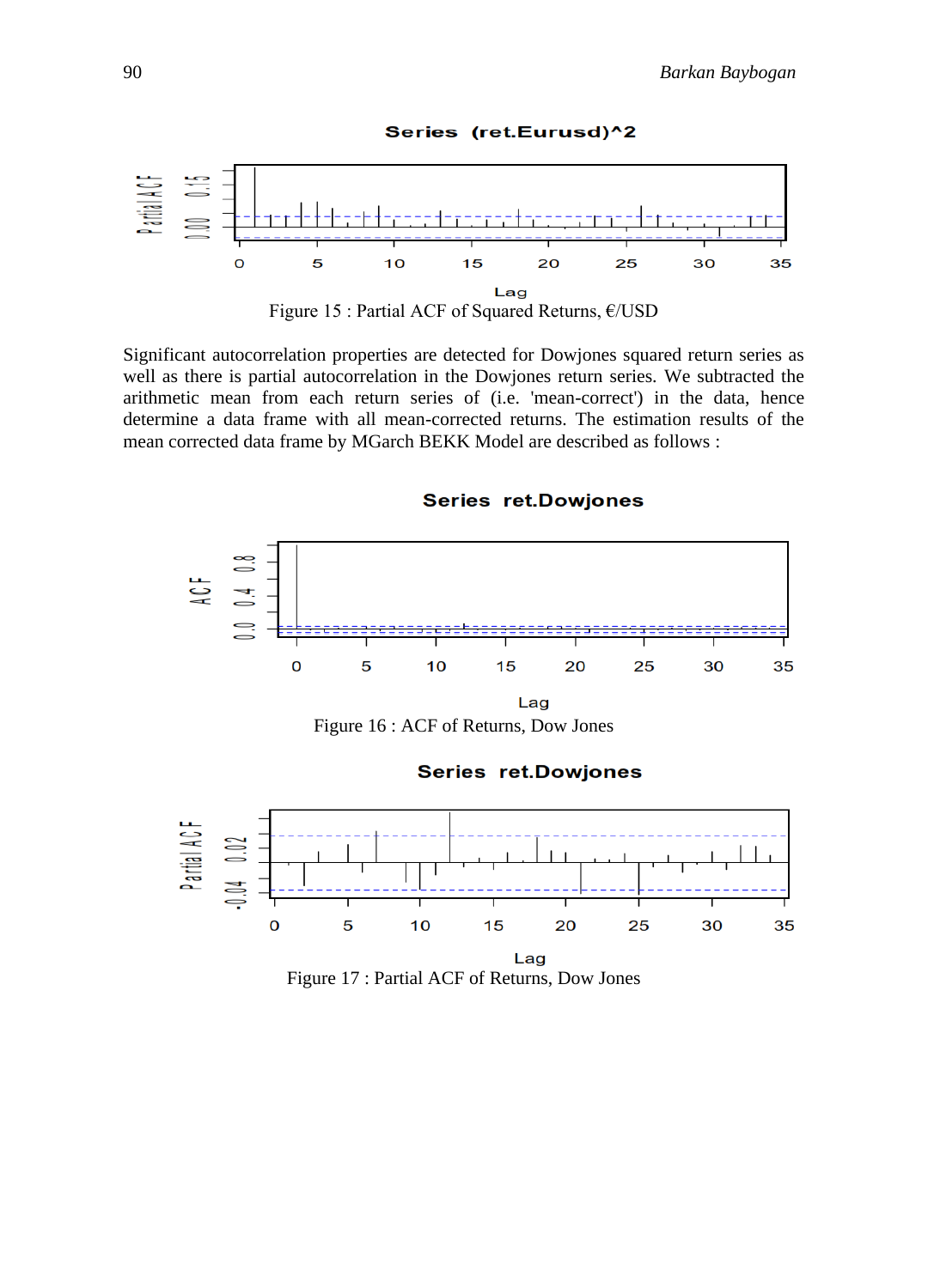Figure 15 : Partial ACF of Squared Returns, €/USD

Significant autocorrelation properties are detected for Dowjones squared return series as well as there is partial autocorrelation in the Dowjones return series. We subtracted the arithmetic mean from each return series of (i.e. 'mean-correct') in the data, hence determine a data frame with all mean-corrected returns. The estimation results of the mean corrected data frame by MGarch BEKK Model are described as follows :

Figure 16 : ACF of Returns, Dow Jones

Figure 17 : Partial ACF of Returns, Dow Jones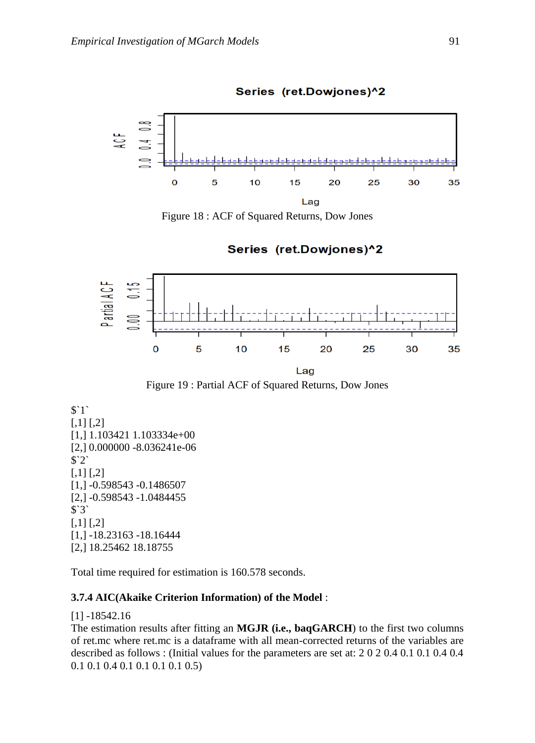Figure 18 : ACF of Squared Returns, Dow Jones

Figure 19 : Partial ACF of Squared Returns, Dow Jones

```
$`1`
[,1] [,2]
[1,] 1.103421 1.103334e+00
[2,] 0.000000 -8.036241e-06
$`2`
[,1] [,2]
[1,] -0.598543 -0.1486507
[2,] -0.598543 -1.0484455
$`3`
[,1] [,2]
[1,] -18.23163 -18.16444
[2,] 18.25462 18.18755
```

Total time required for estimation is 160.578 seconds.

### 3.7.4 AIC(Akaike Criterion Information) of the Model :

[1] -18542.16

The estimation results after fitting an **MGJR (i.e., baqGARCH)** to the first two columns of ret.mc where ret.mc is a dataframe with all mean-corrected returns of the variables are described as follows : (Initial values for the parameters are set at: 2 0 2 0.4 0.1 0.1 0.4 0.4 0.1 0.1 0.4 0.1 0.1 0.1 0.1 0.5)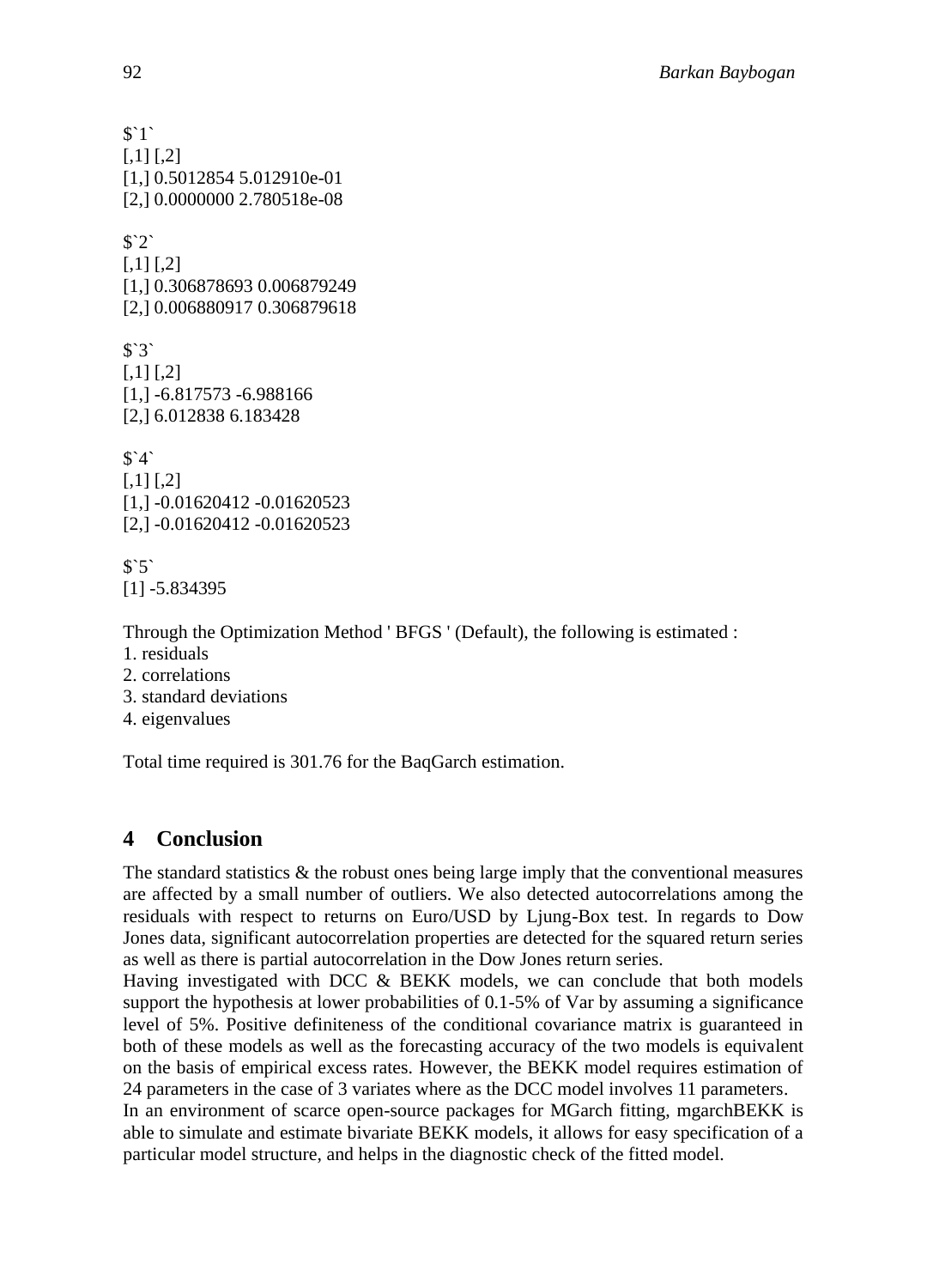```
$`1`
[,1] [,2]
[1,] 0.5012854 5.012910e-01
[2,] 0.0000000 2.780518e-08

$`2`
[,1] [,2]
[1,] 0.306878693 0.006879249
[2,] 0.006880917 0.306879618

$`3`
[,1] [,2]
[1,] -6.817573 -6.988166
[2,] 6.012838 6.183428

$`4`
[,1] [,2]
[1,] -0.01620412 -0.01620523
[2,] -0.01620412 -0.01620523

$`5`
[1] -5.834395
```

Through the Optimization Method ' BFGS ' (Default), the following is estimated :

1. residuals
2. correlations
3. standard deviations
4. eigenvalues

Total time required is 301.76 for the BaqGarch estimation.

## 4 Conclusion

The standard statistics & the robust ones being large imply that the conventional measures are affected by a small number of outliers. We also detected autocorrelations among the residuals with respect to returns on Euro/USD by Ljung-Box test. In regards to Dow Jones data, significant autocorrelation properties are detected for the squared return series as well as there is partial autocorrelation in the Dow Jones return series.

Having investigated with DCC & BEKK models, we can conclude that both models support the hypothesis at lower probabilities of 0.1-5% of Var by assuming a significance level of 5%. Positive definiteness of the conditional covariance matrix is guaranteed in both of these models as well as the forecasting accuracy of the two models is equivalent on the basis of empirical excess rates. However, the BEKK model requires estimation of 24 parameters in the case of 3 variates where as the DCC model involves 11 parameters.

In an environment of scarce open-source packages for MGarch fitting, mgarchBEKK is able to simulate and estimate bivariate BEKK models, it allows for easy specification of a particular model structure, and helps in the diagnostic check of the fitted model.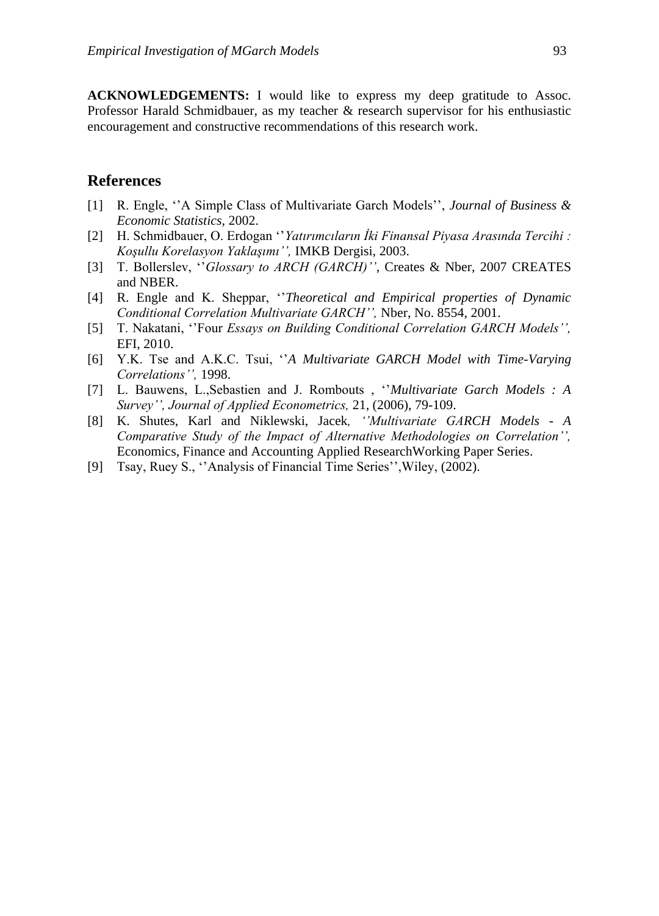**ACKNOWLEDGEMENTS:** I would like to express my deep gratitude to Assoc. Professor Harald Schmidbauer, as my teacher & research supervisor for his enthusiastic encouragement and constructive recommendations of this research work.

## References

[1] R. Engle, ''A Simple Class of Multivariate Garch Models'', *Journal of Business & Economic Statistics*, 2002.

[2] H. Schmidbauer, O. Erdogan ''*Yatırımcıların İki Finansal Piyasa Arasında Tercihi : Koşullu Korelasyon Yaklaşımı'',* IMKB Dergisi, 2003.

[3] T. Bollerslev, ''*Glossary to ARCH (GARCH)''*, Creates & Nber, 2007 CREATES and NBER.

[4] R. Engle and K. Sheppar, ''*Theoretical and Empirical properties of Dynamic Conditional Correlation Multivariate GARCH'',* Nber, No. 8554, 2001.

[5] T. Nakatani, ''Four *Essays on Building Conditional Correlation GARCH Models'',* EFI, 2010.

[6] Y.K. Tse and A.K.C. Tsui, ''*A Multivariate GARCH Model with Time-Varying Correlations'',* 1998.

[7] L. Bauwens, L.,Sebastien and J. Rombouts , ''*Multivariate Garch Models : A Survey'', Journal of Applied Econometrics,* 21, (2006), 79-109.

[8] K. Shutes, Karl and Niklewski, Jacek*, ''Multivariate GARCH Models - A Comparative Study of the Impact of Alternative Methodologies on Correlation'',* Economics, Finance and Accounting Applied ResearchWorking Paper Series.

[9] Tsay, Ruey S., ''Analysis of Financial Time Series'',Wiley, (2002).